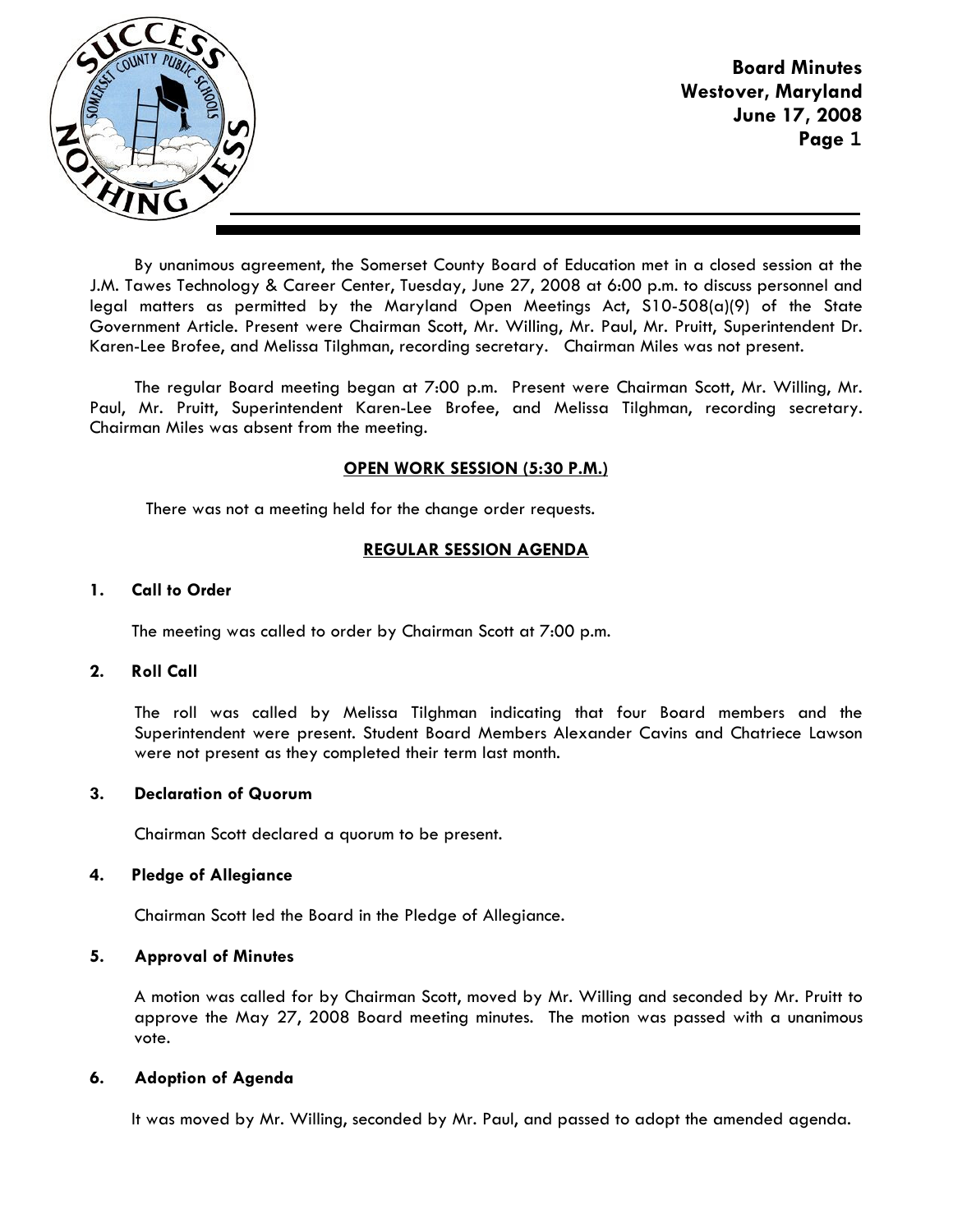**Board Minutes**
**Westover, Maryland**
**June 17, 2008**

By unanimous agreement, the Somerset County Board of Education met in a closed session at the J.M. Tawes Technology & Career Center, Tuesday, June 27, 2008 at 6:00 p.m. to discuss personnel and legal matters as permitted by the Maryland Open Meetings Act, S10-508(a)(9) of the State Government Article. Present were Chairman Scott, Mr. Willing, Mr. Paul, Mr. Pruitt, Superintendent Dr. Karen-Lee Brofee, and Melissa Tilghman, recording secretary. Chairman Miles was not present.

The regular Board meeting began at 7:00 p.m. Present were Chairman Scott, Mr. Willing, Mr. Paul, Mr. Pruitt, Superintendent Karen-Lee Brofee, and Melissa Tilghman, recording secretary. Chairman Miles was absent from the meeting.

**OPEN WORK SESSION (5:30 P.M.)**

There was not a meeting held for the change order requests.

**REGULAR SESSION AGENDA**

**1. Call to Order**

The meeting was called to order by Chairman Scott at 7:00 p.m.

**2. Roll Call**

The roll was called by Melissa Tilghman indicating that four Board members and the Superintendent were present. Student Board Members Alexander Cavins and Chatriece Lawson were not present as they completed their term last month.

**3. Declaration of Quorum**

Chairman Scott declared a quorum to be present.

**4. Pledge of Allegiance**

Chairman Scott led the Board in the Pledge of Allegiance.

**5. Approval of Minutes**

A motion was called for by Chairman Scott, moved by Mr. Willing and seconded by Mr. Pruitt to approve the May 27, 2008 Board meeting minutes. The motion was passed with a unanimous vote.

**6. Adoption of Agenda**

It was moved by Mr. Willing, seconded by Mr. Paul, and passed to adopt the amended agenda.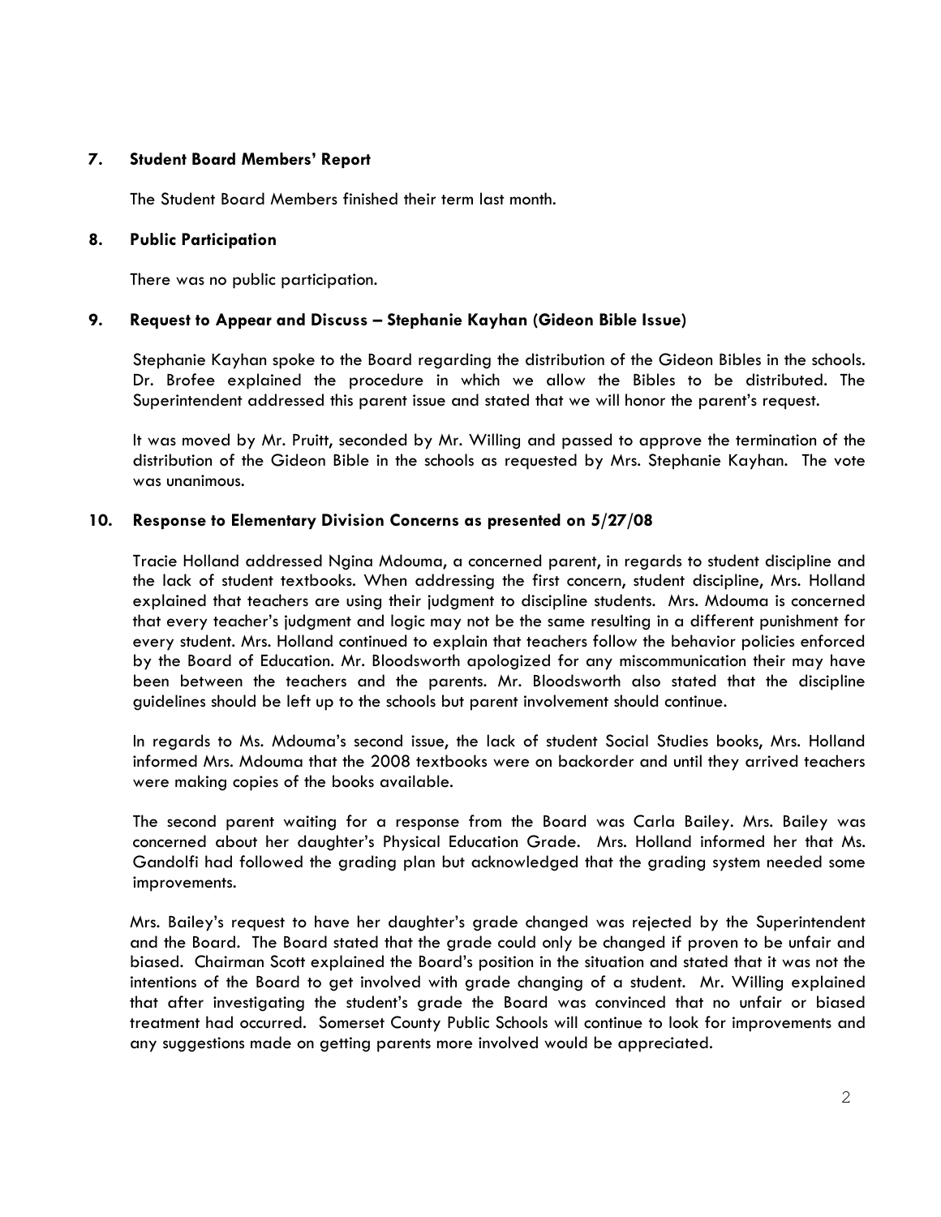## 7. Student Board Members' Report

The Student Board Members finished their term last month.

## 8. Public Participation

There was no public participation.

## 9. Request to Appear and Discuss – Stephanie Kayhan (Gideon Bible Issue)

Stephanie Kayhan spoke to the Board regarding the distribution of the Gideon Bibles in the schools. Dr. Brofee explained the procedure in which we allow the Bibles to be distributed. The Superintendent addressed this parent issue and stated that we will honor the parent's request.

It was moved by Mr. Pruitt, seconded by Mr. Willing and passed to approve the termination of the distribution of the Gideon Bible in the schools as requested by Mrs. Stephanie Kayhan. The vote was unanimous.

## 10. Response to Elementary Division Concerns as presented on 5/27/08

Tracie Holland addressed Ngina Mdouma, a concerned parent, in regards to student discipline and the lack of student textbooks. When addressing the first concern, student discipline, Mrs. Holland explained that teachers are using their judgment to discipline students. Mrs. Mdouma is concerned that every teacher's judgment and logic may not be the same resulting in a different punishment for every student. Mrs. Holland continued to explain that teachers follow the behavior policies enforced by the Board of Education. Mr. Bloodsworth apologized for any miscommunication their may have been between the teachers and the parents. Mr. Bloodsworth also stated that the discipline guidelines should be left up to the schools but parent involvement should continue.

In regards to Ms. Mdouma's second issue, the lack of student Social Studies books, Mrs. Holland informed Mrs. Mdouma that the 2008 textbooks were on backorder and until they arrived teachers were making copies of the books available.

The second parent waiting for a response from the Board was Carla Bailey. Mrs. Bailey was concerned about her daughter's Physical Education Grade. Mrs. Holland informed her that Ms. Gandolfi had followed the grading plan but acknowledged that the grading system needed some improvements.

Mrs. Bailey's request to have her daughter's grade changed was rejected by the Superintendent and the Board. The Board stated that the grade could only be changed if proven to be unfair and biased. Chairman Scott explained the Board's position in the situation and stated that it was not the intentions of the Board to get involved with grade changing of a student. Mr. Willing explained that after investigating the student's grade the Board was convinced that no unfair or biased treatment had occurred. Somerset County Public Schools will continue to look for improvements and any suggestions made on getting parents more involved would be appreciated.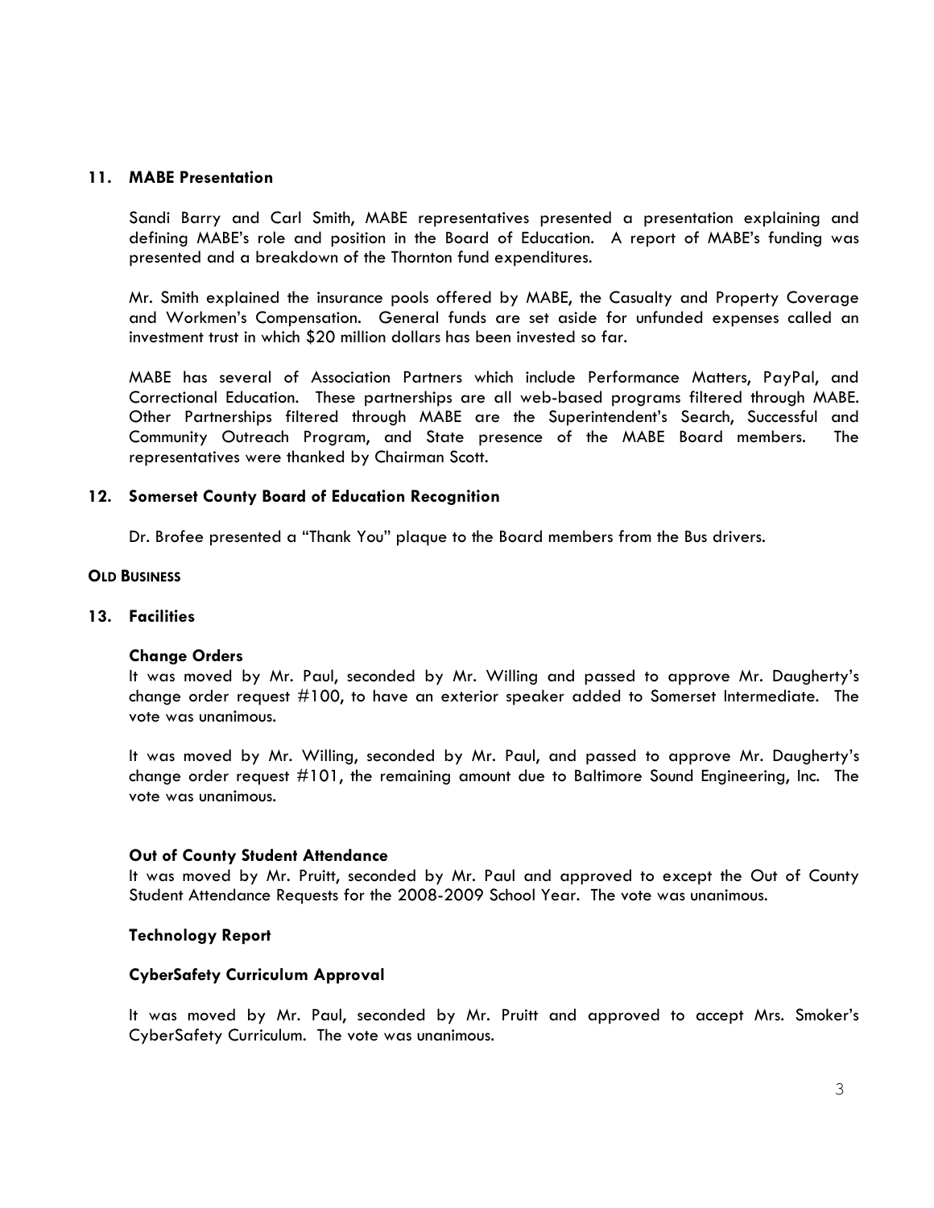## 11. MABE Presentation

Sandi Barry and Carl Smith, MABE representatives presented a presentation explaining and defining MABE's role and position in the Board of Education. A report of MABE's funding was presented and a breakdown of the Thornton fund expenditures.

Mr. Smith explained the insurance pools offered by MABE, the Casualty and Property Coverage and Workmen's Compensation. General funds are set aside for unfunded expenses called an investment trust in which $20 million dollars has been invested so far.

MABE has several of Association Partners which include Performance Matters, PayPal, and Correctional Education. These partnerships are all web-based programs filtered through MABE. Other Partnerships filtered through MABE are the Superintendent's Search, Successful and Community Outreach Program, and State presence of the MABE Board members. The representatives were thanked by Chairman Scott.

## 12. Somerset County Board of Education Recognition

Dr. Brofee presented a "Thank You" plaque to the Board members from the Bus drivers.

**OLD BUSINESS**

## 13. Facilities

**Change Orders**

It was moved by Mr. Paul, seconded by Mr. Willing and passed to approve Mr. Daugherty's change order request #100, to have an exterior speaker added to Somerset Intermediate. The vote was unanimous.

It was moved by Mr. Willing, seconded by Mr. Paul, and passed to approve Mr. Daugherty's change order request #101, the remaining amount due to Baltimore Sound Engineering, Inc. The vote was unanimous.

**Out of County Student Attendance**

It was moved by Mr. Pruitt, seconded by Mr. Paul and approved to except the Out of County Student Attendance Requests for the 2008-2009 School Year. The vote was unanimous.

**Technology Report**

**CyberSafety Curriculum Approval**

It was moved by Mr. Paul, seconded by Mr. Pruitt and approved to accept Mrs. Smoker's CyberSafety Curriculum. The vote was unanimous.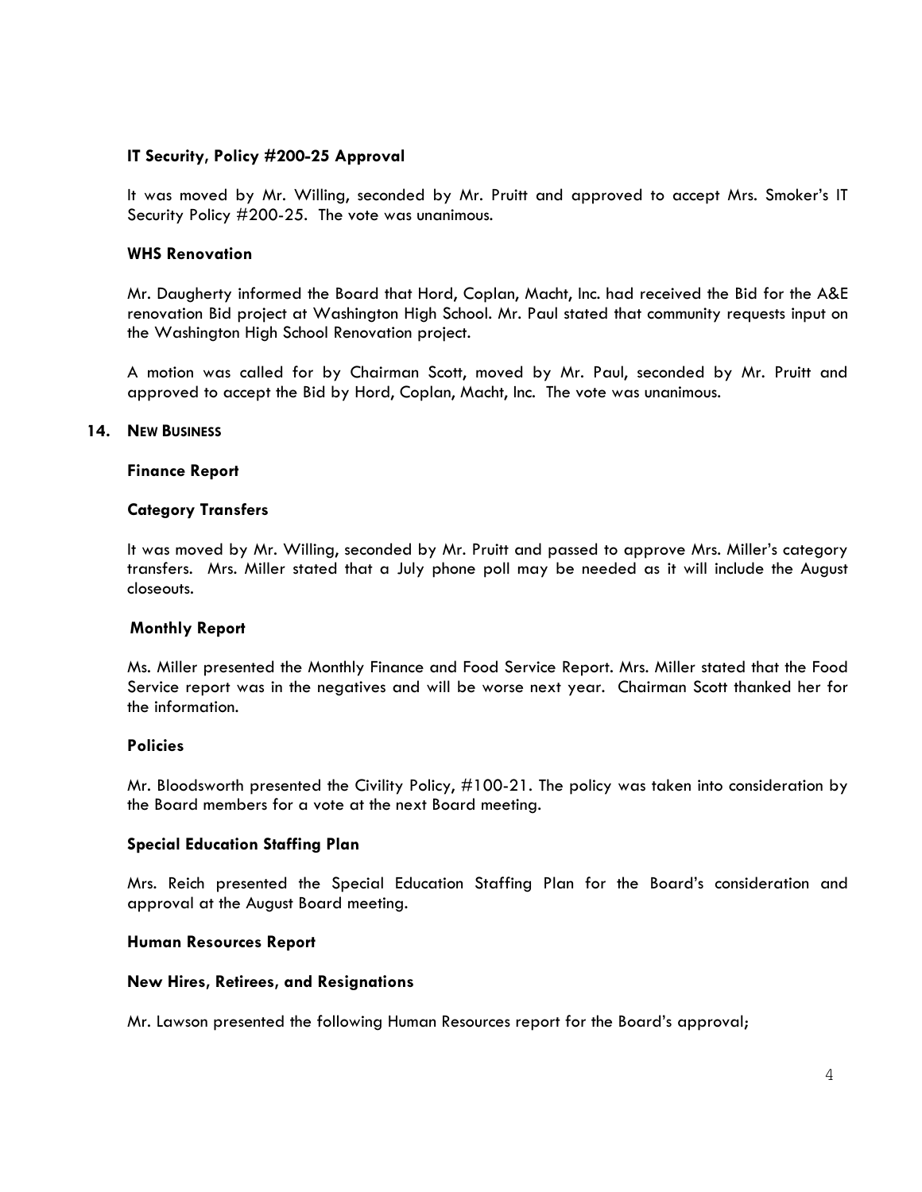**IT Security, Policy #200-25 Approval**

It was moved by Mr. Willing, seconded by Mr. Pruitt and approved to accept Mrs. Smoker's IT Security Policy #200-25. The vote was unanimous.

**WHS Renovation**

Mr. Daugherty informed the Board that Hord, Coplan, Macht, Inc. had received the Bid for the A&E renovation Bid project at Washington High School. Mr. Paul stated that community requests input on the Washington High School Renovation project.

A motion was called for by Chairman Scott, moved by Mr. Paul, seconded by Mr. Pruitt and approved to accept the Bid by Hord, Coplan, Macht, Inc. The vote was unanimous.

**14. NEW BUSINESS**

**Finance Report**

**Category Transfers**

It was moved by Mr. Willing, seconded by Mr. Pruitt and passed to approve Mrs. Miller's category transfers. Mrs. Miller stated that a July phone poll may be needed as it will include the August closeouts.

**Monthly Report**

Ms. Miller presented the Monthly Finance and Food Service Report. Mrs. Miller stated that the Food Service report was in the negatives and will be worse next year. Chairman Scott thanked her for the information.

**Policies**

Mr. Bloodsworth presented the Civility Policy, #100-21. The policy was taken into consideration by the Board members for a vote at the next Board meeting.

**Special Education Staffing Plan**

Mrs. Reich presented the Special Education Staffing Plan for the Board's consideration and approval at the August Board meeting.

**Human Resources Report**

**New Hires, Retirees, and Resignations**

Mr. Lawson presented the following Human Resources report for the Board's approval;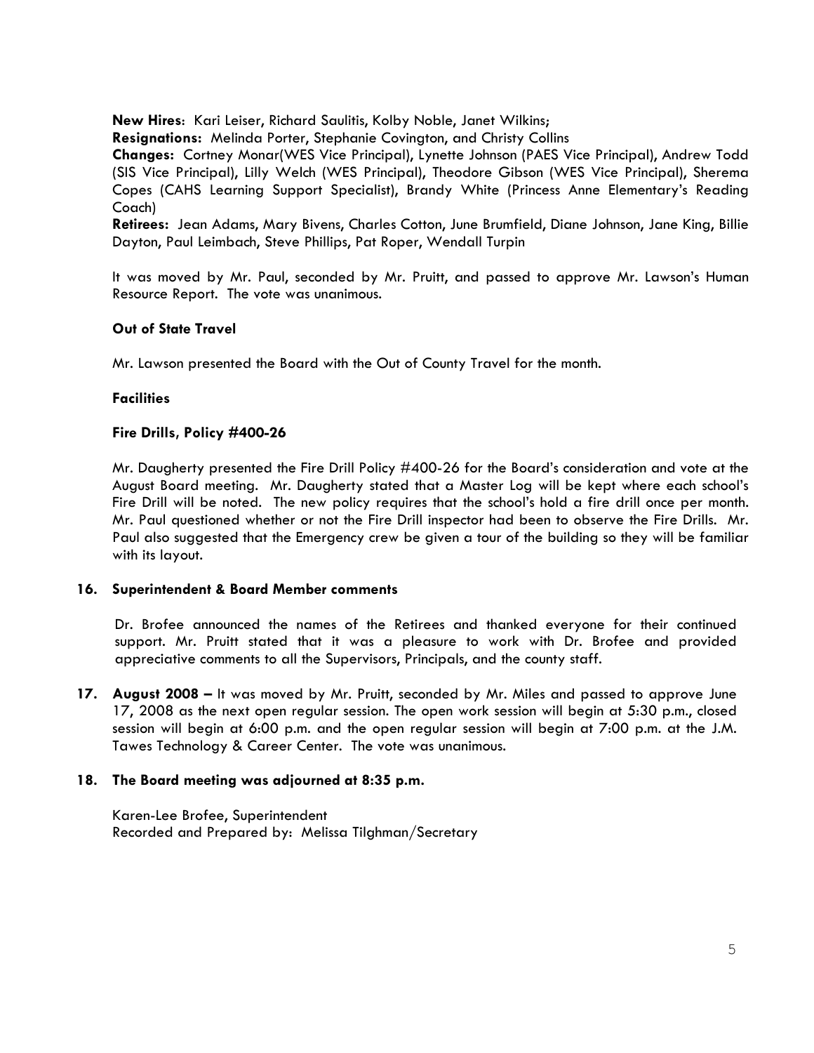**New Hires**: Kari Leiser, Richard Saulitis, Kolby Noble, Janet Wilkins;
**Resignations:** Melinda Porter, Stephanie Covington, and Christy Collins
**Changes:** Cortney Monar(WES Vice Principal), Lynette Johnson (PAES Vice Principal), Andrew Todd (SIS Vice Principal), Lilly Welch (WES Principal), Theodore Gibson (WES Vice Principal), Sherema Copes (CAHS Learning Support Specialist), Brandy White (Princess Anne Elementary's Reading Coach)
**Retirees:** Jean Adams, Mary Bivens, Charles Cotton, June Brumfield, Diane Johnson, Jane King, Billie Dayton, Paul Leimbach, Steve Phillips, Pat Roper, Wendall Turpin

It was moved by Mr. Paul, seconded by Mr. Pruitt, and passed to approve Mr. Lawson's Human Resource Report. The vote was unanimous.

**Out of State Travel**

Mr. Lawson presented the Board with the Out of County Travel for the month.

**Facilities**

**Fire Drills, Policy #400-26**

Mr. Daugherty presented the Fire Drill Policy #400-26 for the Board's consideration and vote at the August Board meeting. Mr. Daugherty stated that a Master Log will be kept where each school's Fire Drill will be noted. The new policy requires that the school's hold a fire drill once per month. Mr. Paul questioned whether or not the Fire Drill inspector had been to observe the Fire Drills. Mr. Paul also suggested that the Emergency crew be given a tour of the building so they will be familiar with its layout.

**16. Superintendent & Board Member comments**

Dr. Brofee announced the names of the Retirees and thanked everyone for their continued support. Mr. Pruitt stated that it was a pleasure to work with Dr. Brofee and provided appreciative comments to all the Supervisors, Principals, and the county staff.

**17. August 2008 –** It was moved by Mr. Pruitt, seconded by Mr. Miles and passed to approve June 17, 2008 as the next open regular session. The open work session will begin at 5:30 p.m., closed session will begin at 6:00 p.m. and the open regular session will begin at 7:00 p.m. at the J.M. Tawes Technology & Career Center. The vote was unanimous.

**18. The Board meeting was adjourned at 8:35 p.m.**

Karen-Lee Brofee, Superintendent
Recorded and Prepared by: Melissa Tilghman/Secretary